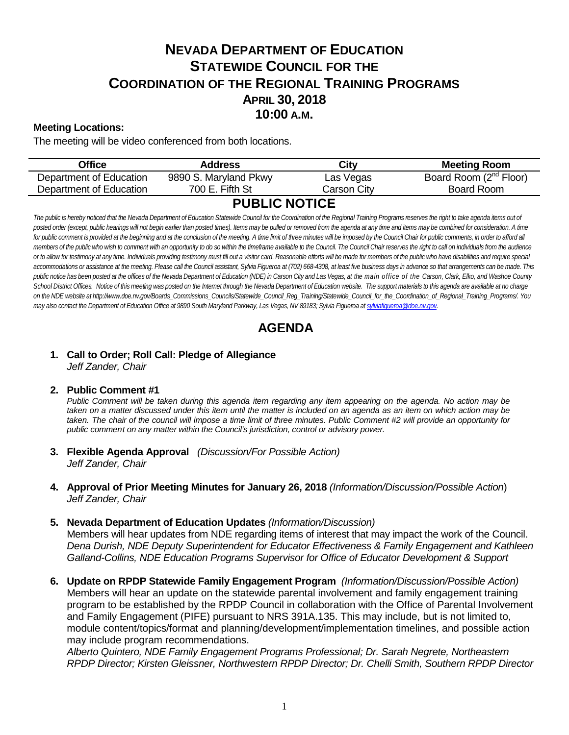# NEVADA DEPARTMENT OF EDUCATION
# STATEWIDE COUNCIL FOR THE COORDINATION OF THE REGIONAL TRAINING PROGRAMS
## APRIL 30, 2018
## 10:00 A.M.

**Meeting Locations:**

The meeting will be video conferenced from both locations.

| Office | Address | City | Meeting Room |
|---|---|---|---|
| Department of Education | 9890 S. Maryland Pkwy | Las Vegas | Board Room (2nd Floor) |
| Department of Education | 700 E. Fifth St | Carson City | Board Room |

## PUBLIC NOTICE

*The public is hereby noticed that the Nevada Department of Education Statewide Council for the Coordination of the Regional Training Programs reserves the right to take agenda items out of posted order (except, public hearings will not begin earlier than posted times). Items may be pulled or removed from the agenda at any time and items may be combined for consideration. A time for public comment is provided at the beginning and at the conclusion of the meeting. A time limit of three minutes will be imposed by the Council Chair for public comments, in order to afford all members of the public who wish to comment with an opportunity to do so within the timeframe available to the Council. The Council Chair reserves the right to call on individuals from the audience or to allow for testimony at any time. Individuals providing testimony must fill out a visitor card. Reasonable efforts will be made for members of the public who have disabilities and require special accommodations or assistance at the meeting. Please call the Council assistant, Sylvia Figueroa at (702) 668-4308, at least five business days in advance so that arrangements can be made. This public notice has been posted at the offices of the Nevada Department of Education (NDE) in Carson City and Las Vegas, at the main office of the Carson, Clark, Elko, and Washoe County School District Offices. Notice of this meeting was posted on the Internet through the Nevada Department of Education website. The support materials to this agenda are available at no charge on the NDE website at http://www.doe.nv.gov/Boards_Commissions_Councils/Statewide_Council_Reg_Training/Statewide_Council_for_the_Coordination_of_Regional_Training_Programs/. You may also contact the Department of Education Office at 9890 South Maryland Parkway, Las Vegas, NV 89183; Sylvia Figueroa at sylviafigueroa@doe.nv.gov.*

## AGENDA

1. **Call to Order; Roll Call: Pledge of Allegiance**
   *Jeff Zander, Chair*

2. **Public Comment #1**
   *Public Comment will be taken during this agenda item regarding any item appearing on the agenda. No action may be taken on a matter discussed under this item until the matter is included on an agenda as an item on which action may be taken. The chair of the council will impose a time limit of three minutes. Public Comment #2 will provide an opportunity for public comment on any matter within the Council's jurisdiction, control or advisory power.*

3. **Flexible Agenda Approval** *(Discussion/For Possible Action)*
   *Jeff Zander, Chair*

4. **Approval of Prior Meeting Minutes for January 26, 2018** *(Information/Discussion/Possible Action)*
   *Jeff Zander, Chair*

5. **Nevada Department of Education Updates** *(Information/Discussion)*
   Members will hear updates from NDE regarding items of interest that may impact the work of the Council.
   *Dena Durish, NDE Deputy Superintendent for Educator Effectiveness & Family Engagement and Kathleen Galland-Collins, NDE Education Programs Supervisor for Office of Educator Development & Support*

6. **Update on RPDP Statewide Family Engagement Program** *(Information/Discussion/Possible Action)*
   Members will hear an update on the statewide parental involvement and family engagement training program to be established by the RPDP Council in collaboration with the Office of Parental Involvement and Family Engagement (PIFE) pursuant to NRS 391A.135. This may include, but is not limited to, module content/topics/format and planning/development/implementation timelines, and possible action may include program recommendations.
   *Alberto Quintero, NDE Family Engagement Programs Professional; Dr. Sarah Negrete, Northeastern RPDP Director; Kirsten Gleissner, Northwestern RPDP Director; Dr. Chelli Smith, Southern RPDP Director*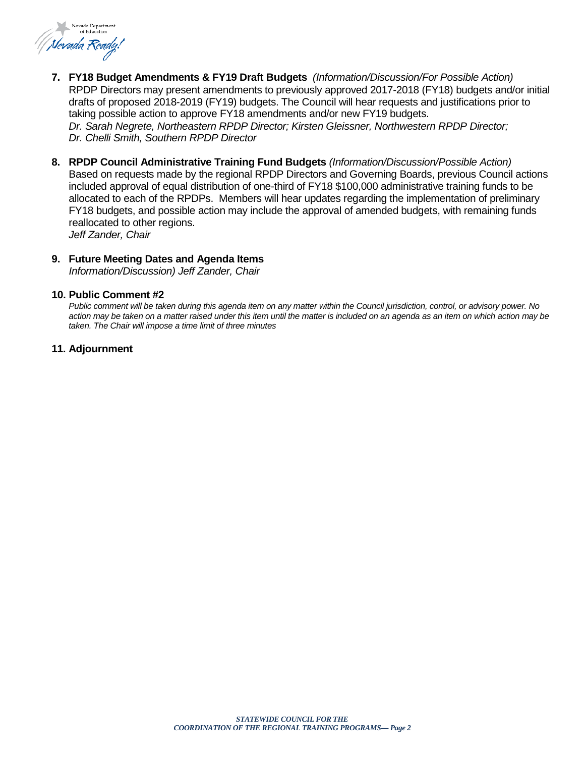7. **FY18 Budget Amendments & FY19 Draft Budgets** *(Information/Discussion/For Possible Action)*
   RPDP Directors may present amendments to previously approved 2017-2018 (FY18) budgets and/or initial drafts of proposed 2018-2019 (FY19) budgets. The Council will hear requests and justifications prior to taking possible action to approve FY18 amendments and/or new FY19 budgets.
   *Dr. Sarah Negrete, Northeastern RPDP Director; Kirsten Gleissner, Northwestern RPDP Director; Dr. Chelli Smith, Southern RPDP Director*

8. **RPDP Council Administrative Training Fund Budgets** *(Information/Discussion/Possible Action)*
   Based on requests made by the regional RPDP Directors and Governing Boards, previous Council actions included approval of equal distribution of one-third of FY18 $100,000 administrative training funds to be allocated to each of the RPDPs. Members will hear updates regarding the implementation of preliminary FY18 budgets, and possible action may include the approval of amended budgets, with remaining funds reallocated to other regions.
   *Jeff Zander, Chair*

9. **Future Meeting Dates and Agenda Items**
   *Information/Discussion) Jeff Zander, Chair*

10. **Public Comment #2**
    *Public comment will be taken during this agenda item on any matter within the Council jurisdiction, control, or advisory power. No action may be taken on a matter raised under this item until the matter is included on an agenda as an item on which action may be taken. The Chair will impose a time limit of three minutes*

11. **Adjournment**